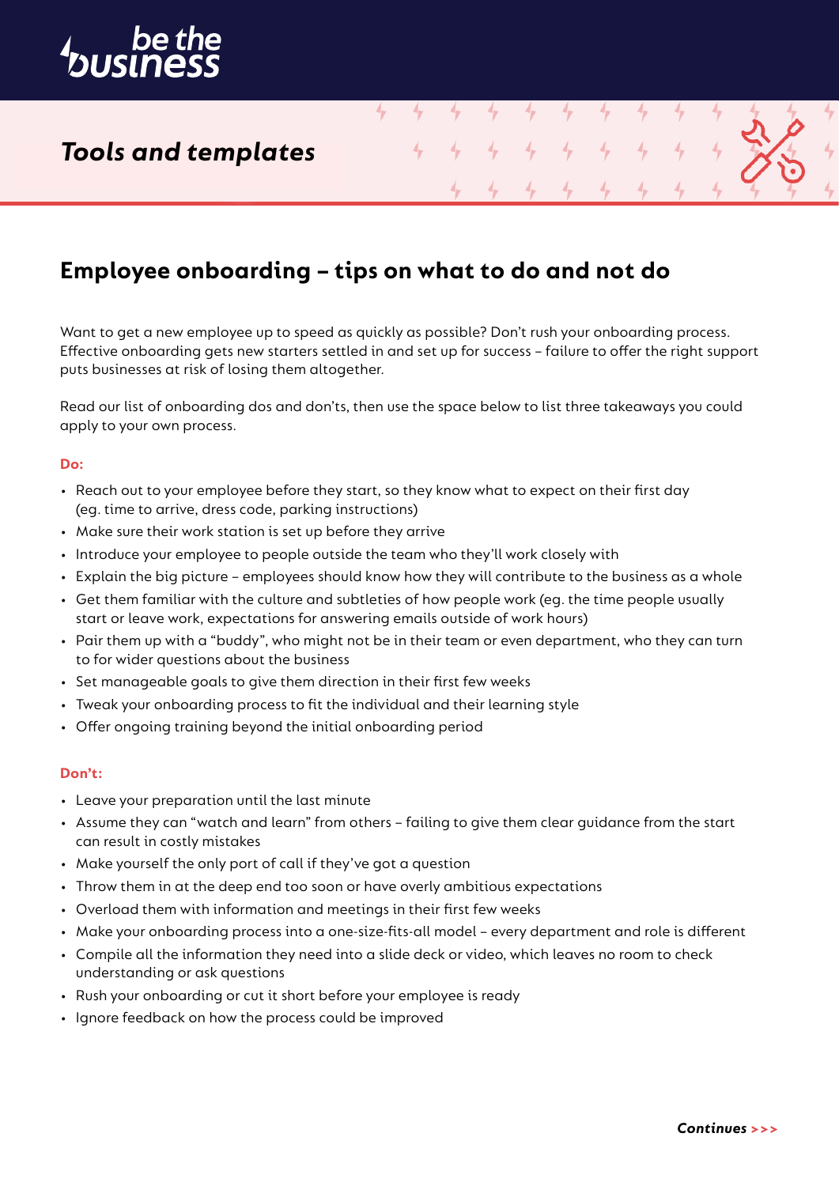*Tools and templates*

# Employee onboarding – tips on what to do and not do

Want to get a new employee up to speed as quickly as possible? Don't rush your onboarding process. Effective onboarding gets new starters settled in and set up for success – failure to offer the right support puts businesses at risk of losing them altogether.

Read our list of onboarding dos and don'ts, then use the space below to list three takeaways you could apply to your own process.

**Do:**

- Reach out to your employee before they start, so they know what to expect on their first day (eg. time to arrive, dress code, parking instructions)
- Make sure their work station is set up before they arrive
- Introduce your employee to people outside the team who they'll work closely with
- Explain the big picture – employees should know how they will contribute to the business as a whole
- Get them familiar with the culture and subtleties of how people work (eg. the time people usually start or leave work, expectations for answering emails outside of work hours)
- Pair them up with a "buddy", who might not be in their team or even department, who they can turn to for wider questions about the business
- Set manageable goals to give them direction in their first few weeks
- Tweak your onboarding process to fit the individual and their learning style
- Offer ongoing training beyond the initial onboarding period

**Don't:**

- Leave your preparation until the last minute
- Assume they can "watch and learn" from others – failing to give them clear guidance from the start can result in costly mistakes
- Make yourself the only port of call if they've got a question
- Throw them in at the deep end too soon or have overly ambitious expectations
- Overload them with information and meetings in their first few weeks
- Make your onboarding process into a one-size-fits-all model – every department and role is different
- Compile all the information they need into a slide deck or video, which leaves no room to check understanding or ask questions
- Rush your onboarding or cut it short before your employee is ready
- Ignore feedback on how the process could be improved

***Continues >>>***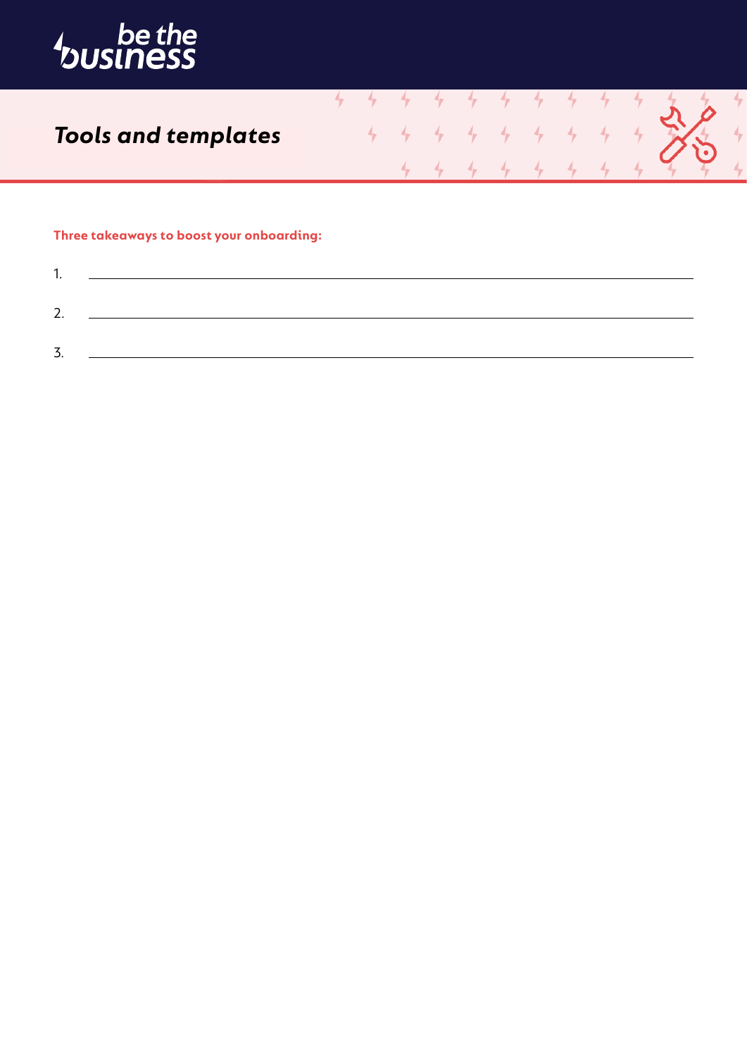be the business

## *Tools and templates*

**Three takeaways to boost your onboarding:**

1. \_\_\_\_\_\_\_\_\_\_\_\_\_\_\_\_\_\_\_\_\_\_\_\_\_\_\_\_\_\_\_\_\_\_\_\_\_\_\_\_

2. \_\_\_\_\_\_\_\_\_\_\_\_\_\_\_\_\_\_\_\_\_\_\_\_\_\_\_\_\_\_\_\_\_\_\_\_\_\_\_\_

3. \_\_\_\_\_\_\_\_\_\_\_\_\_\_\_\_\_\_\_\_\_\_\_\_\_\_\_\_\_\_\_\_\_\_\_\_\_\_\_\_